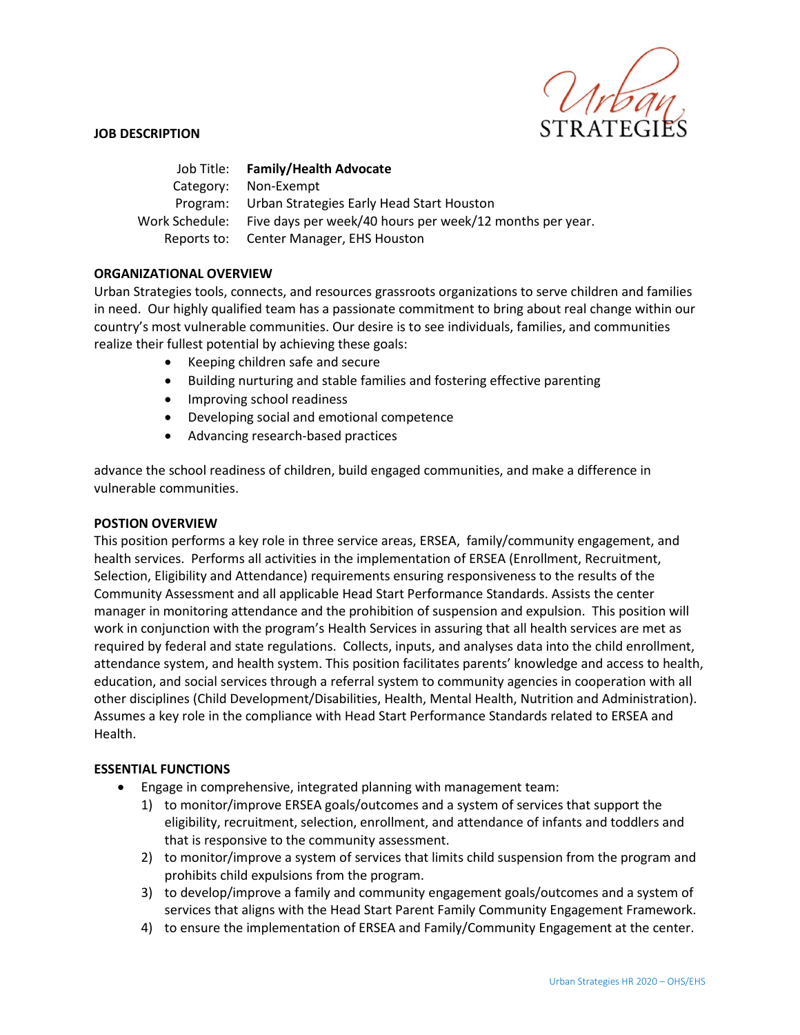**JOB DESCRIPTION**

| | |
|---|---|
| Job Title: | **Family/Health Advocate** |
| Category: | Non-Exempt |
| Program: | Urban Strategies Early Head Start Houston |
| Work Schedule: | Five days per week/40 hours per week/12 months per year. |
| Reports to: | Center Manager, EHS Houston |

## ORGANIZATIONAL OVERVIEW

Urban Strategies tools, connects, and resources grassroots organizations to serve children and families in need. Our highly qualified team has a passionate commitment to bring about real change within our country's most vulnerable communities. Our desire is to see individuals, families, and communities realize their fullest potential by achieving these goals:

- Keeping children safe and secure
- Building nurturing and stable families and fostering effective parenting
- Improving school readiness
- Developing social and emotional competence
- Advancing research-based practices

advance the school readiness of children, build engaged communities, and make a difference in vulnerable communities.

## POSTION OVERVIEW

This position performs a key role in three service areas, ERSEA, family/community engagement, and health services. Performs all activities in the implementation of ERSEA (Enrollment, Recruitment, Selection, Eligibility and Attendance) requirements ensuring responsiveness to the results of the Community Assessment and all applicable Head Start Performance Standards. Assists the center manager in monitoring attendance and the prohibition of suspension and expulsion. This position will work in conjunction with the program's Health Services in assuring that all health services are met as required by federal and state regulations. Collects, inputs, and analyses data into the child enrollment, attendance system, and health system. This position facilitates parents' knowledge and access to health, education, and social services through a referral system to community agencies in cooperation with all other disciplines (Child Development/Disabilities, Health, Mental Health, Nutrition and Administration). Assumes a key role in the compliance with Head Start Performance Standards related to ERSEA and Health.

## ESSENTIAL FUNCTIONS

- Engage in comprehensive, integrated planning with management team:
  1) to monitor/improve ERSEA goals/outcomes and a system of services that support the eligibility, recruitment, selection, enrollment, and attendance of infants and toddlers and that is responsive to the community assessment.
  2) to monitor/improve a system of services that limits child suspension from the program and prohibits child expulsions from the program.
  3) to develop/improve a family and community engagement goals/outcomes and a system of services that aligns with the Head Start Parent Family Community Engagement Framework.
  4) to ensure the implementation of ERSEA and Family/Community Engagement at the center.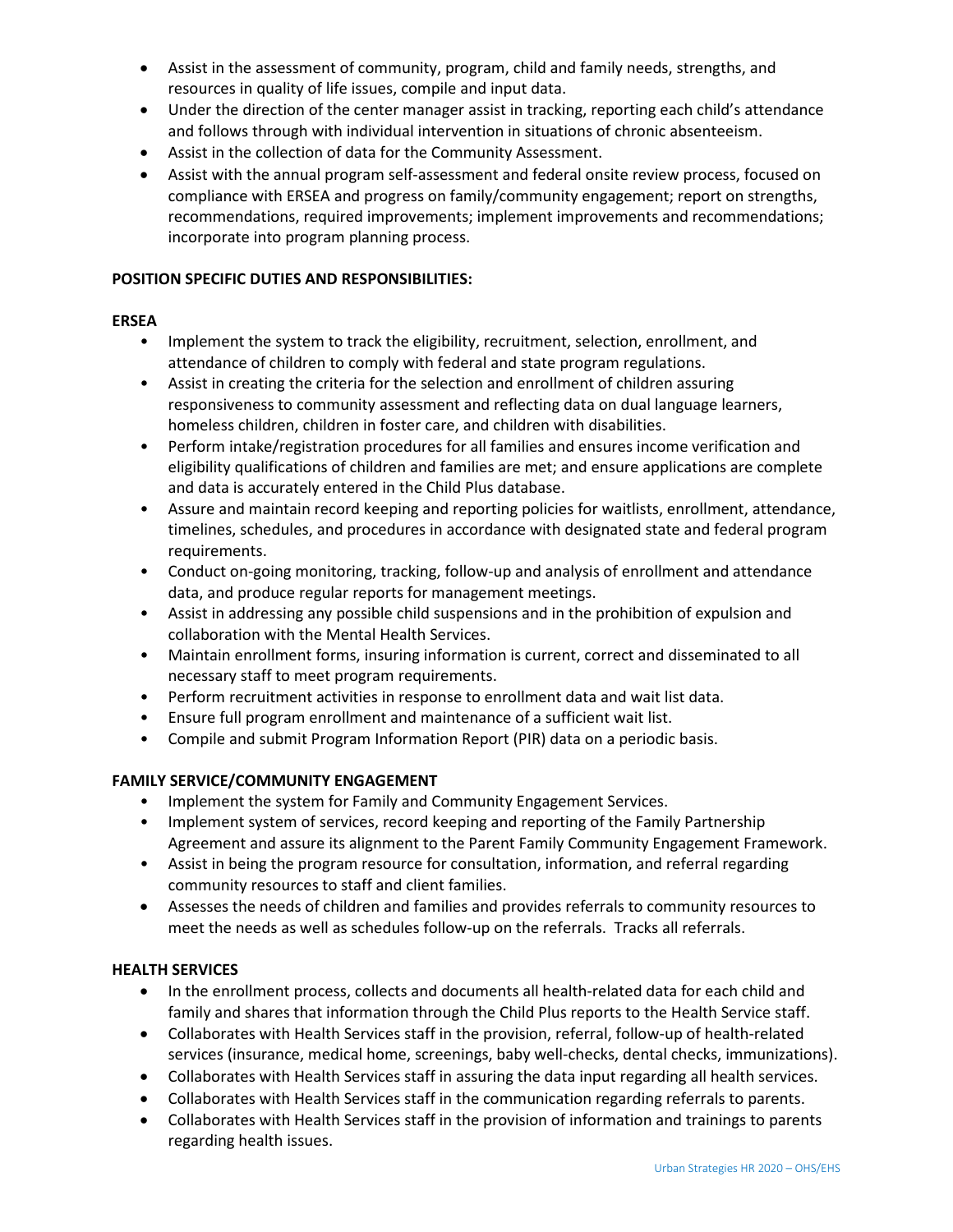- Assist in the assessment of community, program, child and family needs, strengths, and resources in quality of life issues, compile and input data.
- Under the direction of the center manager assist in tracking, reporting each child's attendance and follows through with individual intervention in situations of chronic absenteeism.
- Assist in the collection of data for the Community Assessment.
- Assist with the annual program self-assessment and federal onsite review process, focused on compliance with ERSEA and progress on family/community engagement; report on strengths, recommendations, required improvements; implement improvements and recommendations; incorporate into program planning process.

**POSITION SPECIFIC DUTIES AND RESPONSIBILITIES:**

**ERSEA**

- Implement the system to track the eligibility, recruitment, selection, enrollment, and attendance of children to comply with federal and state program regulations.
- Assist in creating the criteria for the selection and enrollment of children assuring responsiveness to community assessment and reflecting data on dual language learners, homeless children, children in foster care, and children with disabilities.
- Perform intake/registration procedures for all families and ensures income verification and eligibility qualifications of children and families are met; and ensure applications are complete and data is accurately entered in the Child Plus database.
- Assure and maintain record keeping and reporting policies for waitlists, enrollment, attendance, timelines, schedules, and procedures in accordance with designated state and federal program requirements.
- Conduct on-going monitoring, tracking, follow-up and analysis of enrollment and attendance data, and produce regular reports for management meetings.
- Assist in addressing any possible child suspensions and in the prohibition of expulsion and collaboration with the Mental Health Services.
- Maintain enrollment forms, insuring information is current, correct and disseminated to all necessary staff to meet program requirements.
- Perform recruitment activities in response to enrollment data and wait list data.
- Ensure full program enrollment and maintenance of a sufficient wait list.
- Compile and submit Program Information Report (PIR) data on a periodic basis.

**FAMILY SERVICE/COMMUNITY ENGAGEMENT**

- Implement the system for Family and Community Engagement Services.
- Implement system of services, record keeping and reporting of the Family Partnership Agreement and assure its alignment to the Parent Family Community Engagement Framework.
- Assist in being the program resource for consultation, information, and referral regarding community resources to staff and client families.
- Assesses the needs of children and families and provides referrals to community resources to meet the needs as well as schedules follow-up on the referrals. Tracks all referrals.

**HEALTH SERVICES**

- In the enrollment process, collects and documents all health-related data for each child and family and shares that information through the Child Plus reports to the Health Service staff.
- Collaborates with Health Services staff in the provision, referral, follow-up of health-related services (insurance, medical home, screenings, baby well-checks, dental checks, immunizations).
- Collaborates with Health Services staff in assuring the data input regarding all health services.
- Collaborates with Health Services staff in the communication regarding referrals to parents.
- Collaborates with Health Services staff in the provision of information and trainings to parents regarding health issues.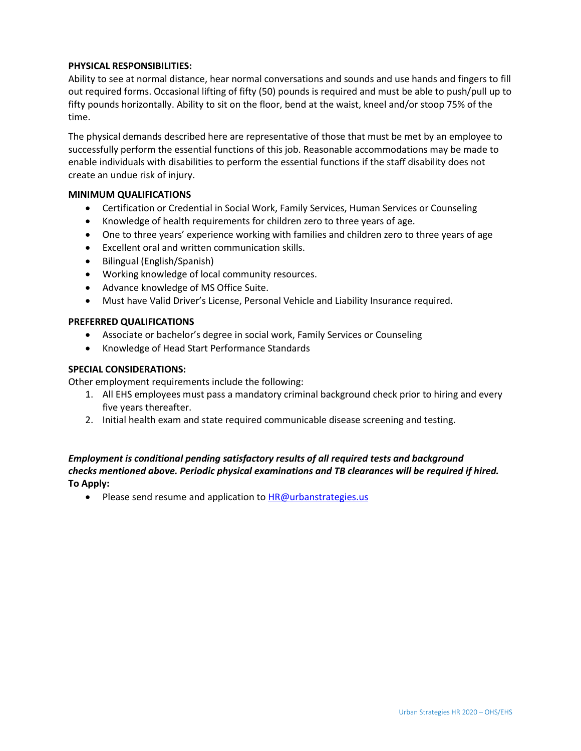**PHYSICAL RESPONSIBILITIES:**

Ability to see at normal distance, hear normal conversations and sounds and use hands and fingers to fill out required forms. Occasional lifting of fifty (50) pounds is required and must be able to push/pull up to fifty pounds horizontally. Ability to sit on the floor, bend at the waist, kneel and/or stoop 75% of the time.

The physical demands described here are representative of those that must be met by an employee to successfully perform the essential functions of this job. Reasonable accommodations may be made to enable individuals with disabilities to perform the essential functions if the staff disability does not create an undue risk of injury.

**MINIMUM QUALIFICATIONS**

- Certification or Credential in Social Work, Family Services, Human Services or Counseling
- Knowledge of health requirements for children zero to three years of age.
- One to three years' experience working with families and children zero to three years of age
- Excellent oral and written communication skills.
- Bilingual (English/Spanish)
- Working knowledge of local community resources.
- Advance knowledge of MS Office Suite.
- Must have Valid Driver's License, Personal Vehicle and Liability Insurance required.

**PREFERRED QUALIFICATIONS**

- Associate or bachelor's degree in social work, Family Services or Counseling
- Knowledge of Head Start Performance Standards

**SPECIAL CONSIDERATIONS:**

Other employment requirements include the following:

1. All EHS employees must pass a mandatory criminal background check prior to hiring and every five years thereafter.
2. Initial health exam and state required communicable disease screening and testing.

***Employment is conditional pending satisfactory results of all required tests and background checks mentioned above. Periodic physical examinations and TB clearances will be required if hired.***

**To Apply:**

- Please send resume and application to HR@urbanstrategies.us